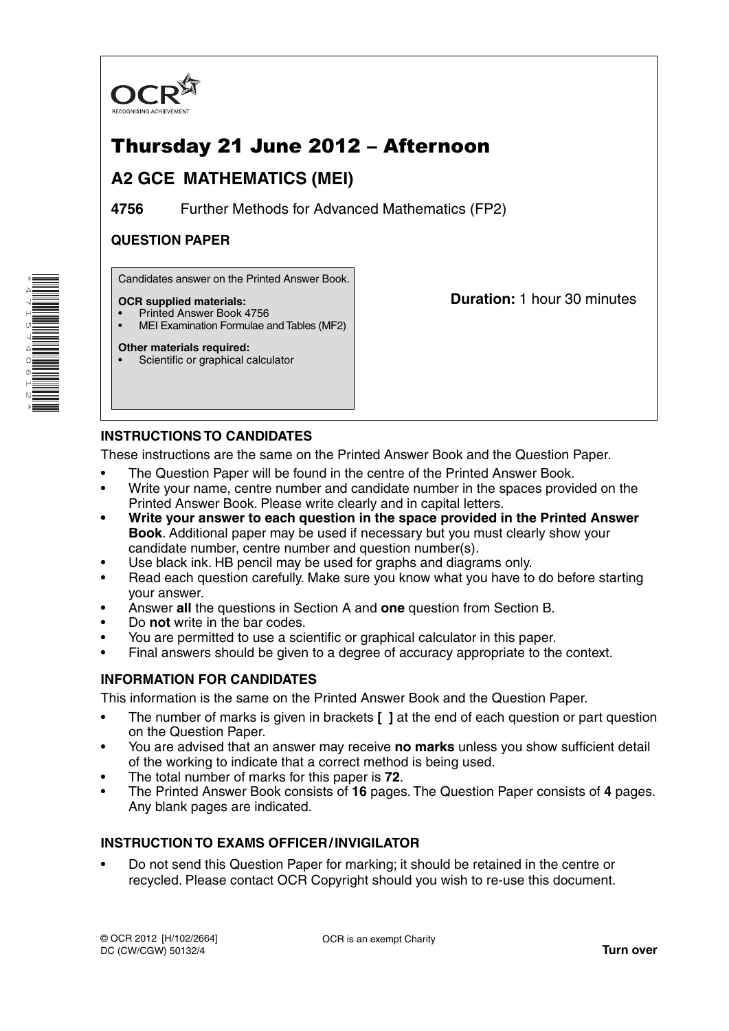OCR

RECOGNISING ACHIEVEMENT

# Thursday 21 June 2012 – Afternoon

## A2 GCE MATHEMATICS (MEI)

**4756** Further Methods for Advanced Mathematics (FP2)

**QUESTION PAPER**

Candidates answer on the Printed Answer Book.

**OCR supplied materials:**
- Printed Answer Book 4756
- MEI Examination Formulae and Tables (MF2)

**Other materials required:**
- Scientific or graphical calculator

**Duration:** 1 hour 30 minutes

### INSTRUCTIONS TO CANDIDATES

These instructions are the same on the Printed Answer Book and the Question Paper.

- The Question Paper will be found in the centre of the Printed Answer Book.
- Write your name, centre number and candidate number in the spaces provided on the Printed Answer Book. Please write clearly and in capital letters.
- **Write your answer to each question in the space provided in the Printed Answer Book**. Additional paper may be used if necessary but you must clearly show your candidate number, centre number and question number(s).
- Use black ink. HB pencil may be used for graphs and diagrams only.
- Read each question carefully. Make sure you know what you have to do before starting your answer.
- Answer **all** the questions in Section A and **one** question from Section B.
- Do **not** write in the bar codes.
- You are permitted to use a scientific or graphical calculator in this paper.
- Final answers should be given to a degree of accuracy appropriate to the context.

### INFORMATION FOR CANDIDATES

This information is the same on the Printed Answer Book and the Question Paper.

- The number of marks is given in brackets **[ ]** at the end of each question or part question on the Question Paper.
- You are advised that an answer may receive **no marks** unless you show sufficient detail of the working to indicate that a correct method is being used.
- The total number of marks for this paper is **72**.
- The Printed Answer Book consists of **16** pages. The Question Paper consists of **4** pages. Any blank pages are indicated.

### INSTRUCTION TO EXAMS OFFICER / INVIGILATOR

- Do not send this Question Paper for marking; it should be retained in the centre or recycled. Please contact OCR Copyright should you wish to re-use this document.

© OCR 2012 [H/102/2664]
DC (CW/CGW) 50132/4

OCR is an exempt Charity

**Turn over**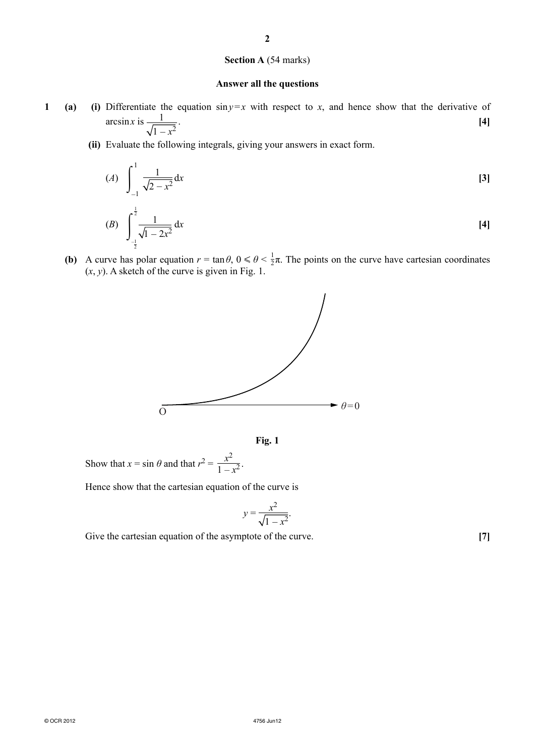## Section A (54 marks)

**Answer all the questions**

**1** **(a)** **(i)** Differentiate the equation $\sin y = x$ with respect to $x$, and hence show that the derivative of $\arcsin x$ is $\dfrac{1}{\sqrt{1-x^2}}$. **[4]**

**(ii)** Evaluate the following integrals, giving your answers in exact form.

($A$) $\displaystyle\int_{-1}^{1} \frac{1}{\sqrt{2-x^2}}\,\mathrm{d}x$ **[3]**

($B$) $\displaystyle\int_{-\frac{1}{2}}^{\frac{1}{2}} \frac{1}{\sqrt{1-2x^2}}\,\mathrm{d}x$ **[4]**

**(b)** A curve has polar equation $r = \tan\theta$, $0 \leqslant \theta < \frac{1}{2}\pi$. The points on the curve have cartesian coordinates $(x, y)$. A sketch of the curve is given in Fig. 1.

**Fig. 1**

Show that $x = \sin\theta$ and that $r^2 = \dfrac{x^2}{1-x^2}$.

Hence show that the cartesian equation of the curve is

$$y = \frac{x^2}{\sqrt{1-x^2}}.$$

Give the cartesian equation of the asymptote of the curve. **[7]**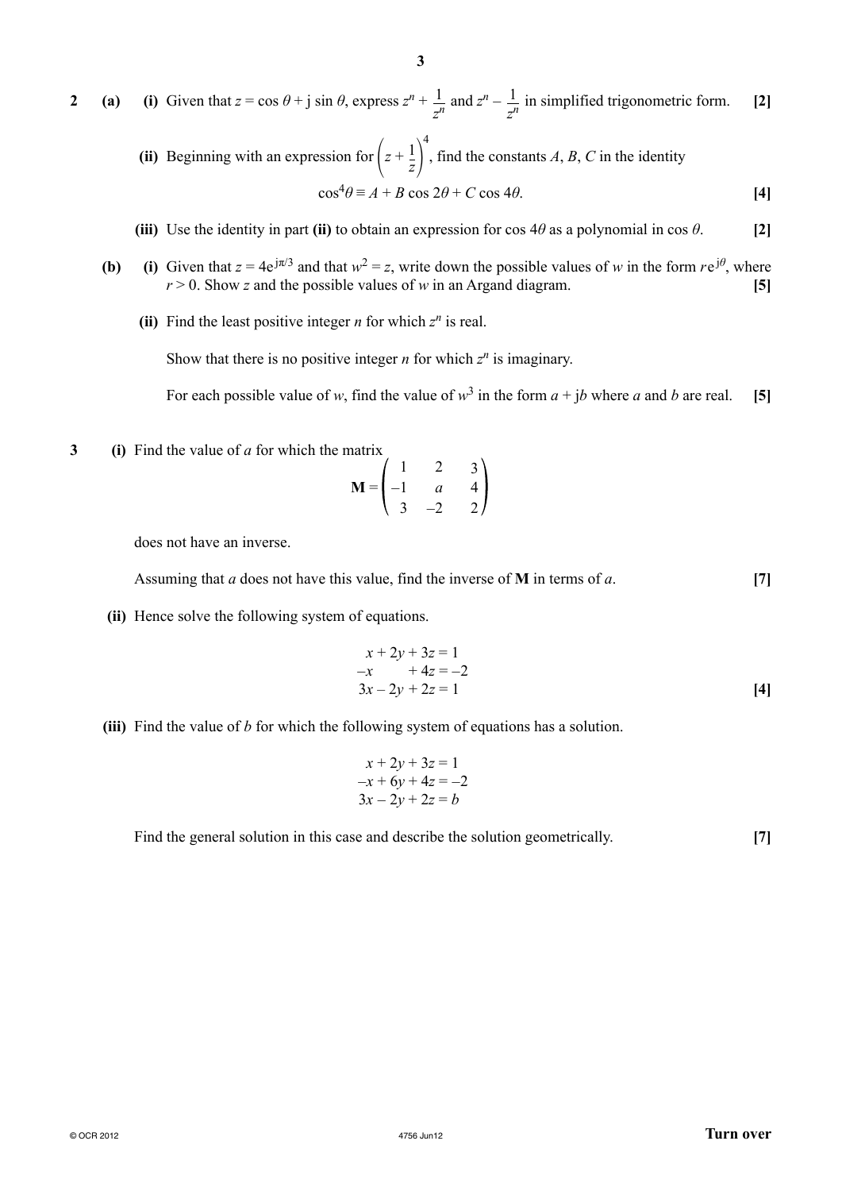**2** **(a)** **(i)** Given that $z = \cos\theta + \mathrm{j}\sin\theta$, express $z^n + \dfrac{1}{z^n}$ and $z^n - \dfrac{1}{z^n}$ in simplified trigonometric form. **[2]**

**(ii)** Beginning with an expression for $\left(z + \dfrac{1}{z}\right)^4$, find the constants $A$, $B$, $C$ in the identity

$$\cos^4\theta \equiv A + B\cos 2\theta + C\cos 4\theta.$$

**[4]**

**(iii)** Use the identity in part **(ii)** to obtain an expression for $\cos 4\theta$ as a polynomial in $\cos\theta$. **[2]**

**(b)** **(i)** Given that $z = 4\mathrm{e}^{\mathrm{j}\pi/3}$ and that $w^2 = z$, write down the possible values of $w$ in the form $r\mathrm{e}^{\mathrm{j}\theta}$, where $r > 0$. Show $z$ and the possible values of $w$ in an Argand diagram. **[5]**

**(ii)** Find the least positive integer $n$ for which $z^n$ is real.

Show that there is no positive integer $n$ for which $z^n$ is imaginary.

For each possible value of $w$, find the value of $w^3$ in the form $a + \mathrm{j}b$ where $a$ and $b$ are real. **[5]**

**3** **(i)** Find the value of $a$ for which the matrix

$$\mathbf{M} = \begin{pmatrix} 1 & 2 & 3 \\ -1 & a & 4 \\ 3 & -2 & 2 \end{pmatrix}$$

does not have an inverse.

Assuming that $a$ does not have this value, find the inverse of $\mathbf{M}$ in terms of $a$. **[7]**

**(ii)** Hence solve the following system of equations.

$$\begin{aligned} x + 2y + 3z &= 1 \\ -x \qquad + 4z &= -2 \\ 3x - 2y + 2z &= 1 \end{aligned}$$

**[4]**

**(iii)** Find the value of $b$ for which the following system of equations has a solution.

$$\begin{aligned} x + 2y + 3z &= 1 \\ -x + 6y + 4z &= -2 \\ 3x - 2y + 2z &= b \end{aligned}$$

Find the general solution in this case and describe the solution geometrically. **[7]**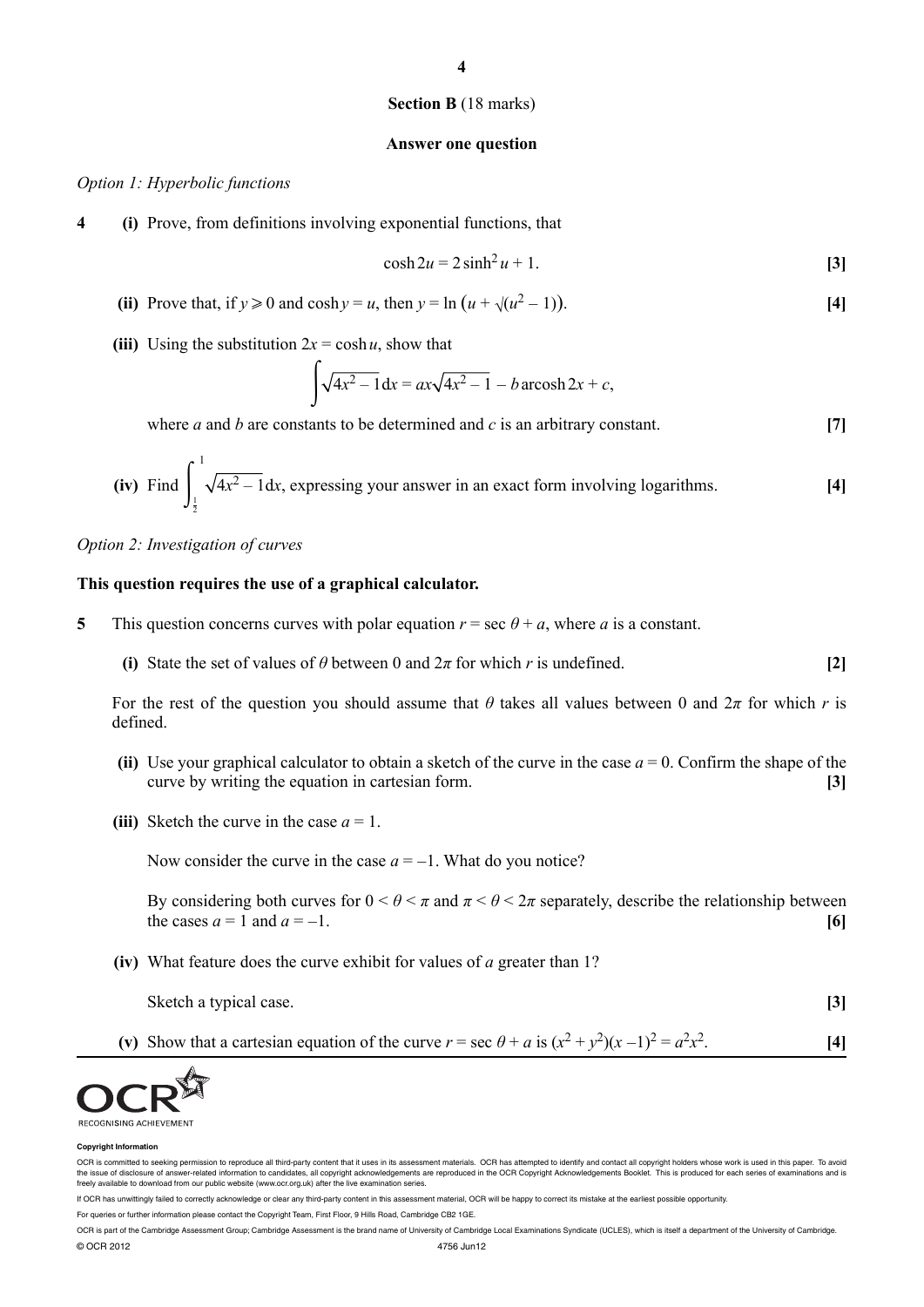**Section B** (18 marks)

**Answer one question**

*Option 1: Hyperbolic functions*

**4** **(i)** Prove, from definitions involving exponential functions, that

$$\cosh 2u = 2\sinh^2 u + 1. \qquad \textbf{[3]}$$

**(ii)** Prove that, if $y \geqslant 0$ and $\cosh y = u$, then $y = \ln\left(u + \sqrt{(u^2 - 1)}\right)$. **[4]**

**(iii)** Using the substitution $2x = \cosh u$, show that

$$\int \sqrt{4x^2 - 1}\,\mathrm{d}x = ax\sqrt{4x^2 - 1} - b\operatorname{arcosh} 2x + c,$$

where $a$ and $b$ are constants to be determined and $c$ is an arbitrary constant. **[7]**

**(iv)** Find $\displaystyle\int_{\frac{1}{2}}^{1} \sqrt{4x^2 - 1}\,\mathrm{d}x$, expressing your answer in an exact form involving logarithms. **[4]**

*Option 2: Investigation of curves*

**This question requires the use of a graphical calculator.**

**5** This question concerns curves with polar equation $r = \sec\theta + a$, where $a$ is a constant.

**(i)** State the set of values of $\theta$ between 0 and $2\pi$ for which $r$ is undefined. **[2]**

For the rest of the question you should assume that $\theta$ takes all values between 0 and $2\pi$ for which $r$ is defined.

**(ii)** Use your graphical calculator to obtain a sketch of the curve in the case $a = 0$. Confirm the shape of the curve by writing the equation in cartesian form. **[3]**

**(iii)** Sketch the curve in the case $a = 1$.

Now consider the curve in the case $a = -1$. What do you notice?

By considering both curves for $0 < \theta < \pi$ and $\pi < \theta < 2\pi$ separately, describe the relationship between the cases $a = 1$ and $a = -1$. **[6]**

**(iv)** What feature does the curve exhibit for values of $a$ greater than 1?

Sketch a typical case. **[3]**

**(v)** Show that a cartesian equation of the curve $r = \sec\theta + a$ is $(x^2 + y^2)(x - 1)^2 = a^2x^2$. **[4]**

**Copyright Information**

OCR is committed to seeking permission to reproduce all third-party content that it uses in its assessment materials. OCR has attempted to identify and contact all copyright holders whose work is used in this paper. To avoid the issue of disclosure of answer-related information to candidates, all copyright acknowledgements are reproduced in the OCR Copyright Acknowledgements Booklet. This is produced for each series of examinations and is freely available to download from our public website (www.ocr.org.uk) after the live examination series.

If OCR has unwittingly failed to correctly acknowledge or clear any third-party content in this assessment material, OCR will be happy to correct its mistake at the earliest possible opportunity.

For queries or further information please contact the Copyright Team, First Floor, 9 Hills Road, Cambridge CB2 1GE.

OCR is part of the Cambridge Assessment Group; Cambridge Assessment is the brand name of University of Cambridge Local Examinations Syndicate (UCLES), which is itself a department of the University of Cambridge.

© OCR 2012 4756 Jun12